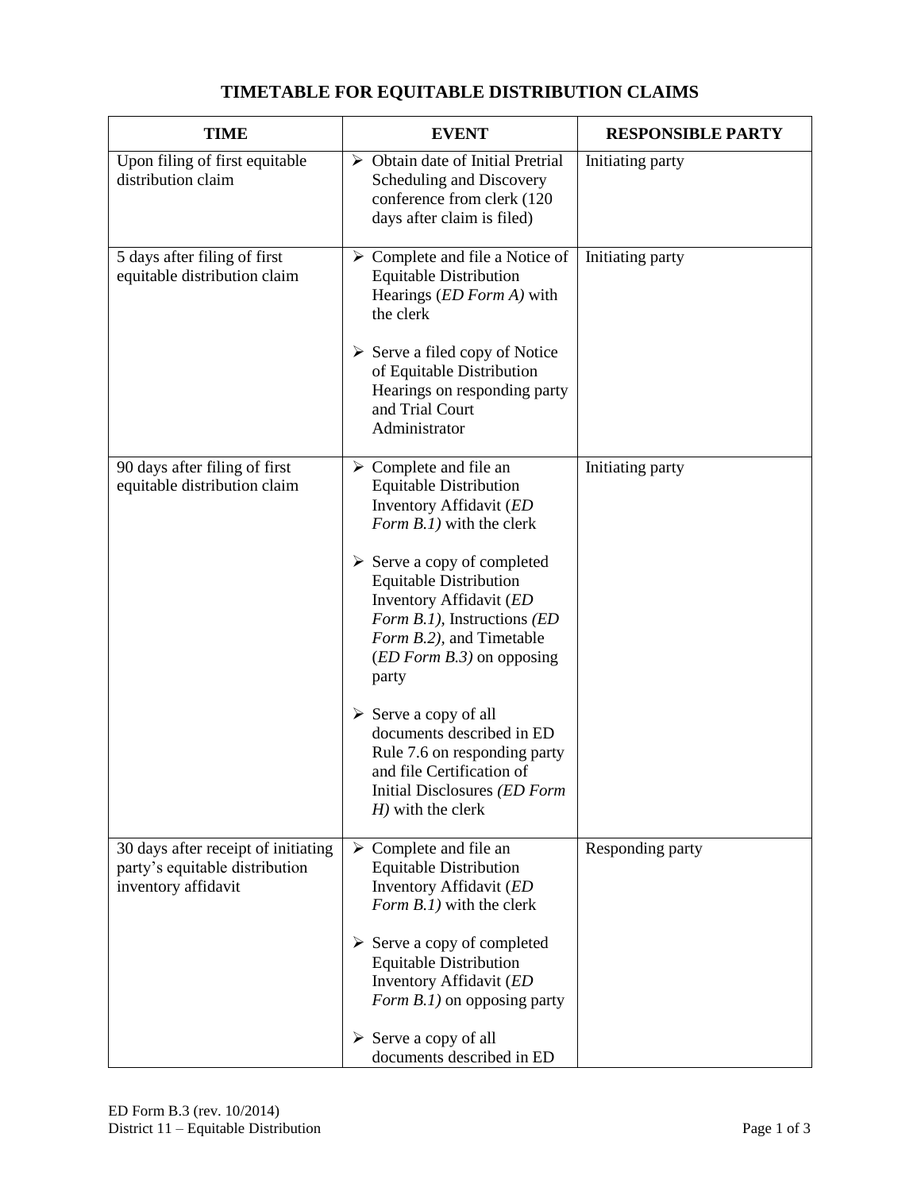# TIMETABLE FOR EQUITABLE DISTRIBUTION CLAIMS

| TIME | EVENT | RESPONSIBLE PARTY |
|---|---|---|
| Upon filing of first equitable distribution claim | ➢ Obtain date of Initial Pretrial Scheduling and Discovery conference from clerk (120 days after claim is filed) | Initiating party |
| 5 days after filing of first equitable distribution claim | ➢ Complete and file a Notice of Equitable Distribution Hearings (*ED Form A)* with the clerk<br><br>➢ Serve a filed copy of Notice of Equitable Distribution Hearings on responding party and Trial Court Administrator | Initiating party |
| 90 days after filing of first equitable distribution claim | ➢ Complete and file an Equitable Distribution Inventory Affidavit (*ED Form B.1)* with the clerk<br><br>➢ Serve a copy of completed Equitable Distribution Inventory Affidavit (*ED Form B.1),* Instructions *(ED Form B.2)*, and Timetable (*ED Form B.3)* on opposing party<br><br>➢ Serve a copy of all documents described in ED Rule 7.6 on responding party and file Certification of Initial Disclosures *(ED Form H)* with the clerk | Initiating party |
| 30 days after receipt of initiating party's equitable distribution inventory affidavit | ➢ Complete and file an Equitable Distribution Inventory Affidavit (*ED Form B.1)* with the clerk<br><br>➢ Serve a copy of completed Equitable Distribution Inventory Affidavit (*ED Form B.1)* on opposing party<br><br>➢ Serve a copy of all documents described in ED | Responding party |

ED Form B.3 (rev. 10/2014)
District 11 – Equitable Distribution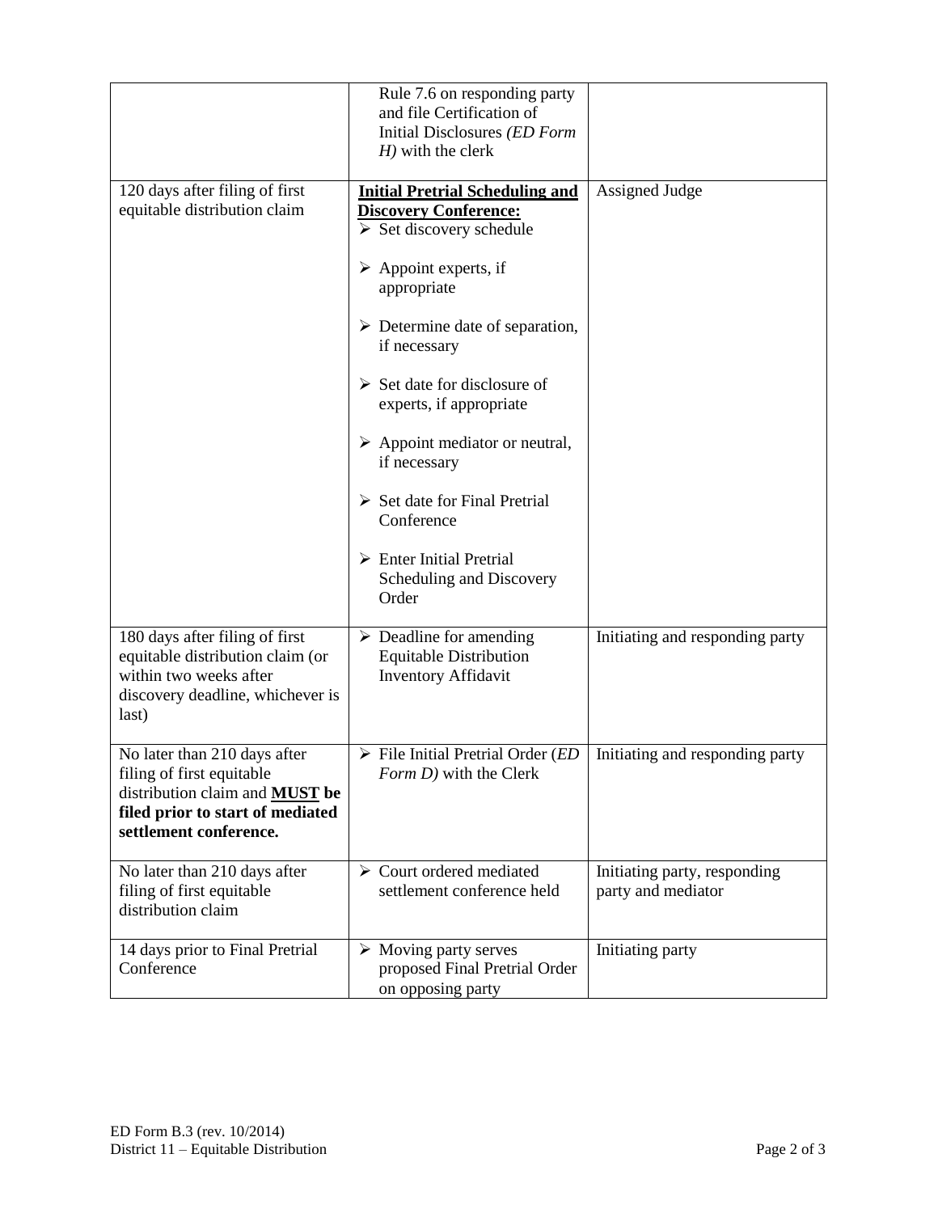| | | |
|---|---|---|
| | Rule 7.6 on responding party and file Certification of Initial Disclosures *(ED Form H)* with the clerk | |
| 120 days after filing of first equitable distribution claim | **Initial Pretrial Scheduling and Discovery Conference:**<br>➢ Set discovery schedule<br>➢ Appoint experts, if appropriate<br>➢ Determine date of separation, if necessary<br>➢ Set date for disclosure of experts, if appropriate<br>➢ Appoint mediator or neutral, if necessary<br>➢ Set date for Final Pretrial Conference<br>➢ Enter Initial Pretrial Scheduling and Discovery Order | Assigned Judge |
| 180 days after filing of first equitable distribution claim (or within two weeks after discovery deadline, whichever is last) | ➢ Deadline for amending Equitable Distribution Inventory Affidavit | Initiating and responding party |
| No later than 210 days after filing of first equitable distribution claim and **MUST be filed prior to start of mediated settlement conference.** | ➢ File Initial Pretrial Order (*ED Form D)* with the Clerk | Initiating and responding party |
| No later than 210 days after filing of first equitable distribution claim | ➢ Court ordered mediated settlement conference held | Initiating party, responding party and mediator |
| 14 days prior to Final Pretrial Conference | ➢ Moving party serves proposed Final Pretrial Order on opposing party | Initiating party |

ED Form B.3 (rev. 10/2014)
District 11 – Equitable Distribution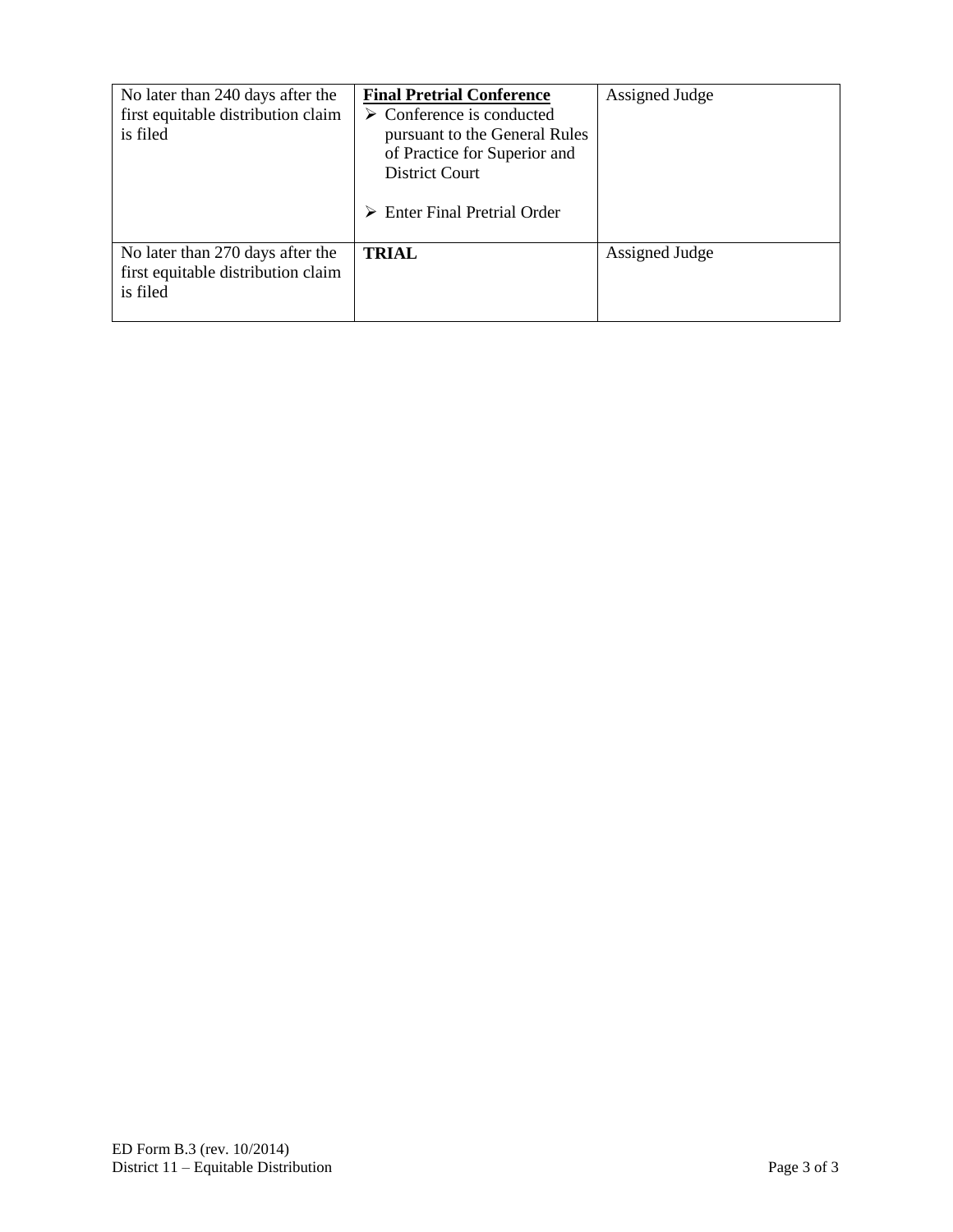| | | |
|---|---|---|
| No later than 240 days after the first equitable distribution claim is filed | **Final Pretrial Conference**<br>➢ Conference is conducted pursuant to the General Rules of Practice for Superior and District Court<br>➢ Enter Final Pretrial Order | Assigned Judge |
| No later than 270 days after the first equitable distribution claim is filed | **TRIAL** | Assigned Judge |

ED Form B.3 (rev. 10/2014)
District 11 – Equitable Distribution